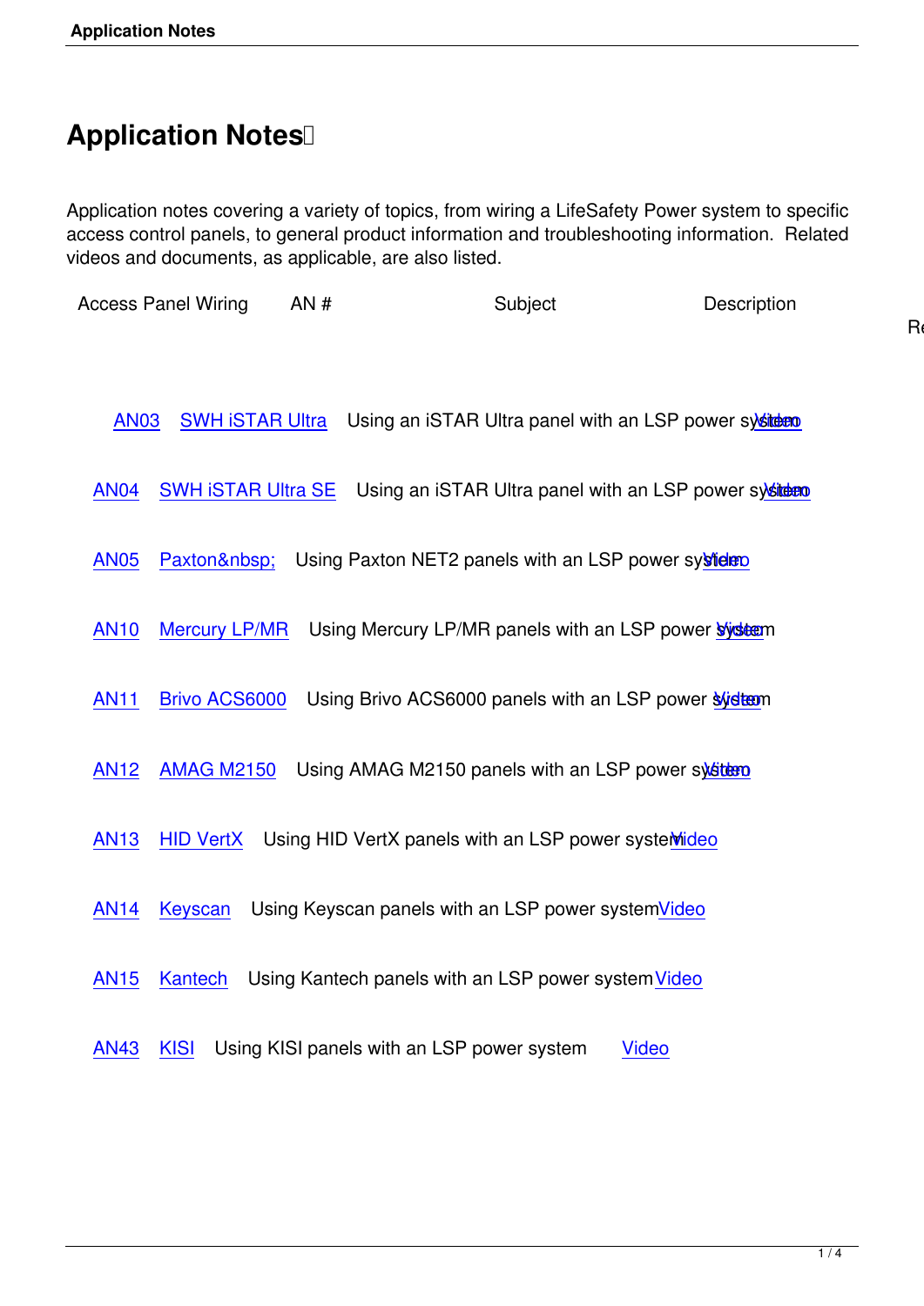# Application Notes

Application notes covering a variety of topics, from wiring a LifeSafety Power system to specific access control panels, to general product information and troubleshooting information. Related videos and documents, as applicable, are also listed.

| Access Panel Wiring | AN # | Subject | Description | Re |
|---|---|---|---|---|
| | AN03 | SWH iSTAR Ultra | Using an iSTAR Ultra panel with an LSP power system | Video |
| | AN04 | SWH iSTAR Ultra SE | Using an iSTAR Ultra panel with an LSP power system | Video |
| | AN05 | Paxton&nbsp; | Using Paxton NET2 panels with an LSP power system | Video |
| | AN10 | Mercury LP/MR | Using Mercury LP/MR panels with an LSP power system | Video |
| | AN11 | Brivo ACS6000 | Using Brivo ACS6000 panels with an LSP power system | Video |
| | AN12 | AMAG M2150 | Using AMAG M2150 panels with an LSP power system | Video |
| | AN13 | HID VertX | Using HID VertX panels with an LSP power system | Video |
| | AN14 | Keyscan | Using Keyscan panels with an LSP power system | Video |
| | AN15 | Kantech | Using Kantech panels with an LSP power system | Video |
| | AN43 | KISI | Using KISI panels with an LSP power system | Video |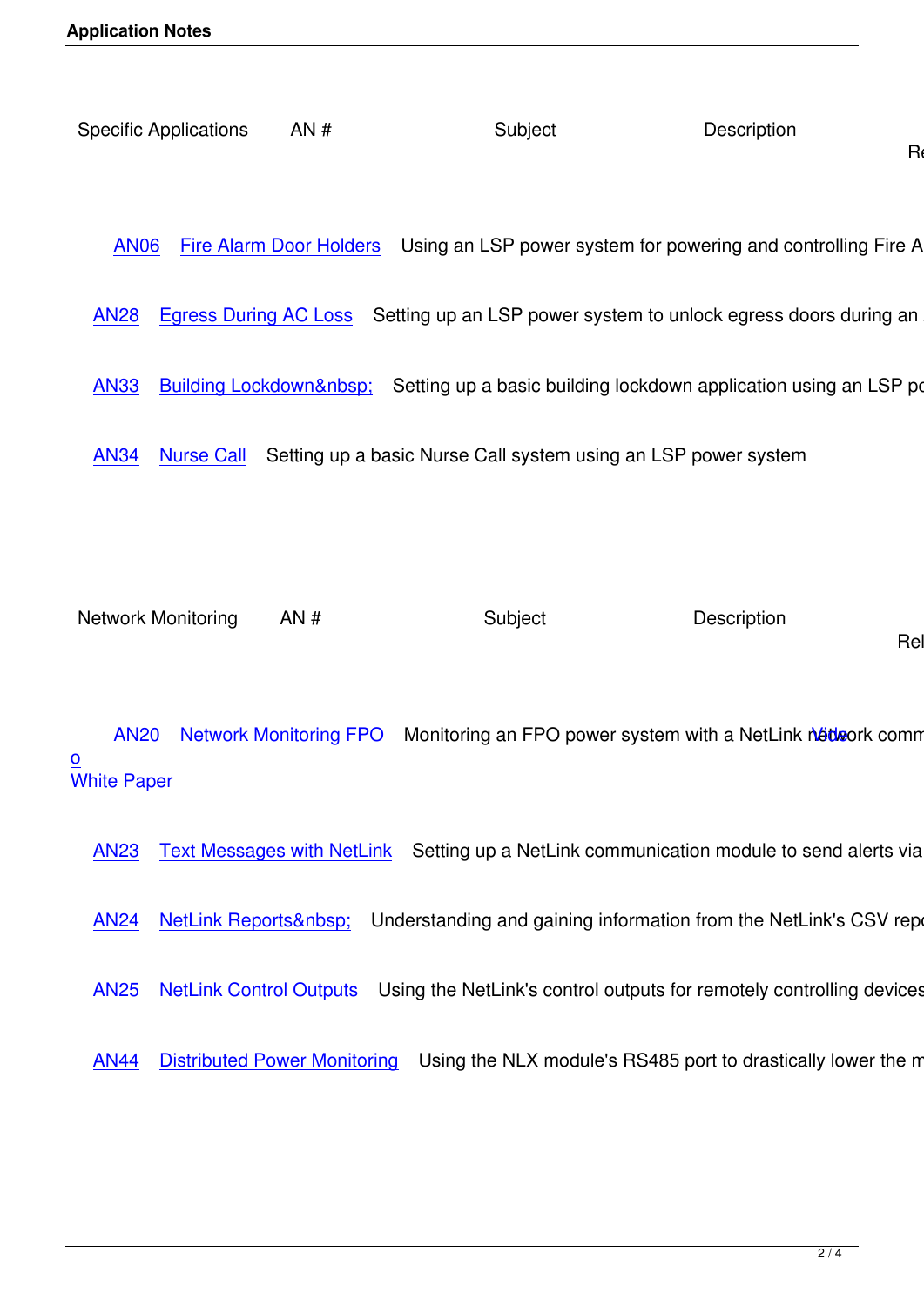| Specific Applications | AN # | Subject | Description | Re |
|---|---|---|---|---|
| | AN06 | Fire Alarm Door Holders | Using an LSP power system for powering and controlling Fire A | |
| | AN28 | Egress During AC Loss | Setting up an LSP power system to unlock egress doors during an | |
| | AN33 | Building Lockdown&nbsp; | Setting up a basic building lockdown application using an LSP po | |
| | AN34 | Nurse Call | Setting up a basic Nurse Call system using an LSP power system | |

| Network Monitoring | AN # | Subject | Description | Rel |
|---|---|---|---|---|
| | AN20 | Network Monitoring FPO | Monitoring an FPO power system with a NetLink network comm | Video White Paper |
| | AN23 | Text Messages with NetLink | Setting up a NetLink communication module to send alerts via | |
| | AN24 | NetLink Reports&nbsp; | Understanding and gaining information from the NetLink's CSV repo | |
| | AN25 | NetLink Control Outputs | Using the NetLink's control outputs for remotely controlling devices | |
| | AN44 | Distributed Power Monitoring | Using the NLX module's RS485 port to drastically lower the m | |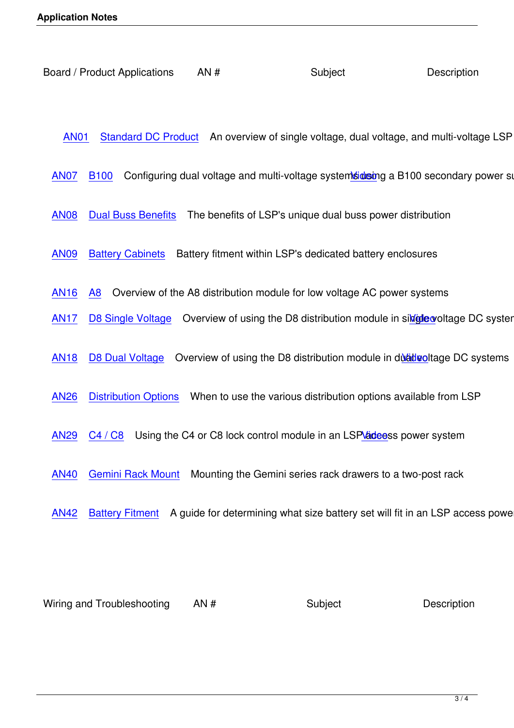| Board / Product Applications | AN # | Subject | Description |
|---|---|---|---|
| | AN01 | Standard DC Product | An overview of single voltage, dual voltage, and multi-voltage LSP |
| | AN07 | B100 | Configuring dual voltage and multi-voltage systems using a B100 secondary power su Video |
| | AN08 | Dual Buss Benefits | The benefits of LSP's unique dual buss power distribution |
| | AN09 | Battery Cabinets | Battery fitment within LSP's dedicated battery enclosures |
| | AN16 | A8 | Overview of the A8 distribution module for low voltage AC power systems |
| | AN17 | D8 Single Voltage | Overview of using the D8 distribution module in single voltage DC systen Video |
| | AN18 | D8 Dual Voltage | Overview of using the D8 distribution module in dual voltage DC systems Video |
| | AN26 | Distribution Options | When to use the various distribution options available from LSP |
| | AN29 | C4 / C8 | Using the C4 or C8 lock control module in an LSP access power system Video |
| | AN40 | Gemini Rack Mount | Mounting the Gemini series rack drawers to a two-post rack |
| | AN42 | Battery Fitment | A guide for determining what size battery set will fit in an LSP access powe |

| Wiring and Troubleshooting | AN # | Subject | Description |
|---|---|---|---|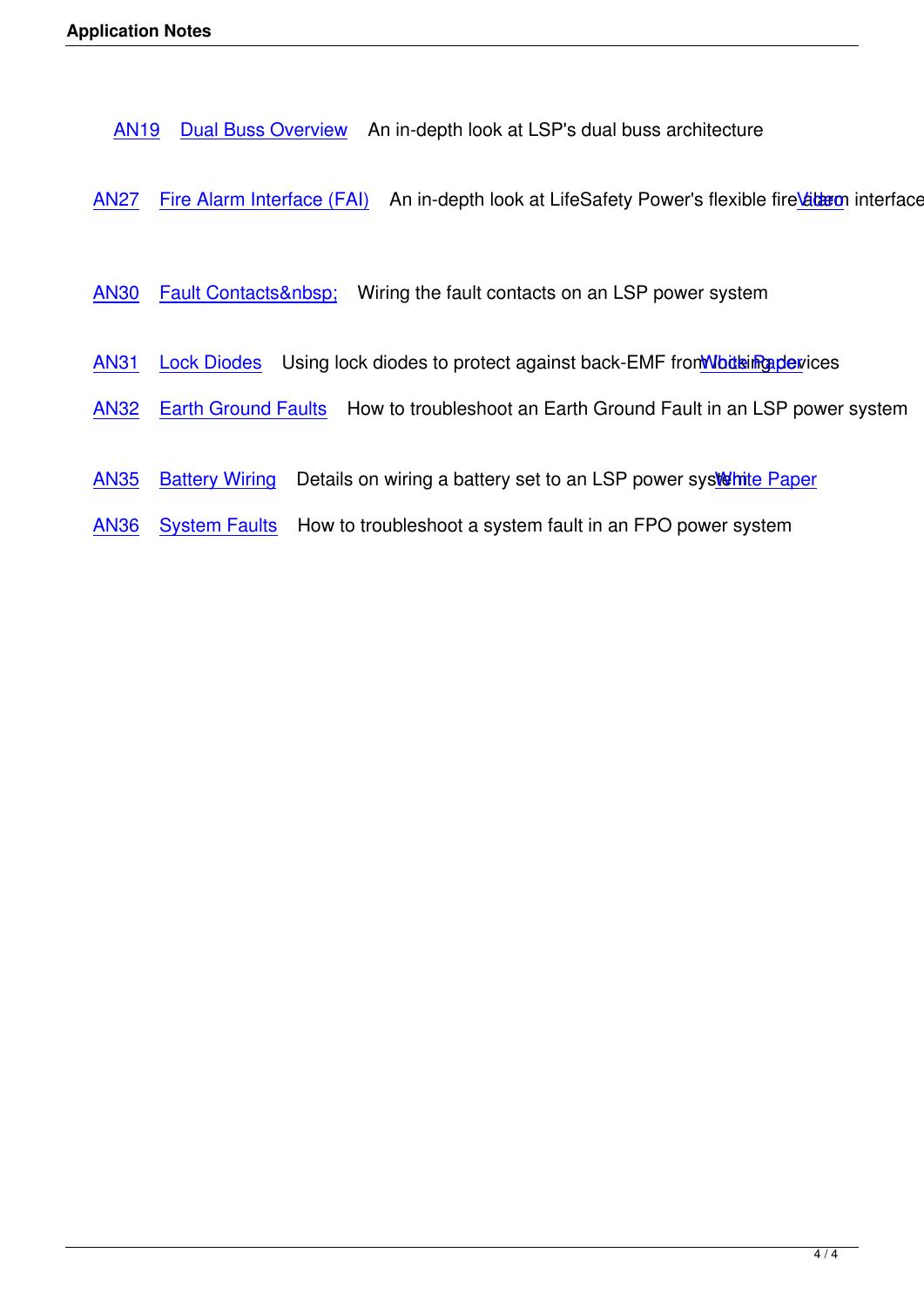| | | | |
|---|---|---|---|
| AN19 | Dual Buss Overview | An in-depth look at LSP's dual buss architecture | |
| AN27 | Fire Alarm Interface (FAI) | An in-depth look at LifeSafety Power's flexible fire alarm interface | Video |
| AN30 | Fault Contacts&nbsp; | Wiring the fault contacts on an LSP power system | |
| AN31 | Lock Diodes | Using lock diodes to protect against back-EMF from locking devices | White Paper |
| AN32 | Earth Ground Faults | How to troubleshoot an Earth Ground Fault in an LSP power system | |
| AN35 | Battery Wiring | Details on wiring a battery set to an LSP power system | White Paper |
| AN36 | System Faults | How to troubleshoot a system fault in an FPO power system | |